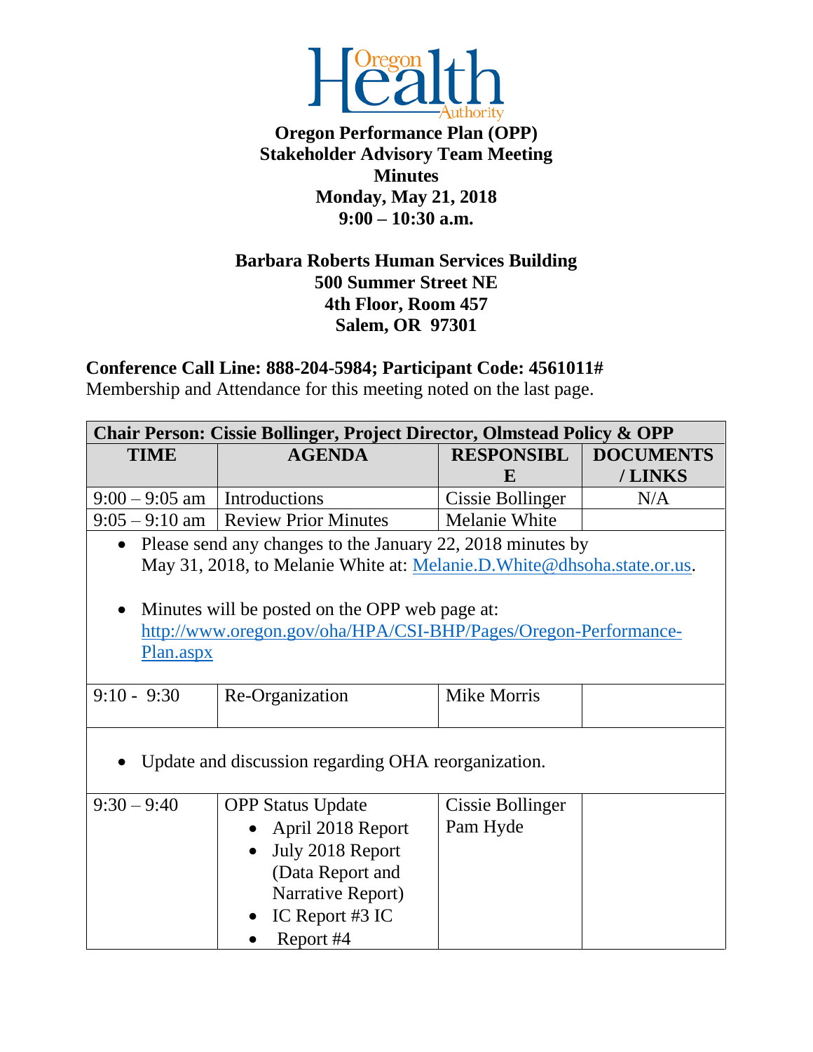**Oregon Performance Plan (OPP)**
**Stakeholder Advisory Team Meeting**
**Minutes**
**Monday, May 21, 2018**
**9:00 – 10:30 a.m.**

**Barbara Roberts Human Services Building**
**500 Summer Street NE**
**4th Floor, Room 457**
**Salem, OR 97301**

**Conference Call Line: 888-204-5984; Participant Code: 4561011#**
Membership and Attendance for this meeting noted on the last page.

| **Chair Person: Cissie Bollinger, Project Director, Olmstead Policy & OPP** | | | |
|---|---|---|---|
| **TIME** | **AGENDA** | **RESPONSIBLE** | **DOCUMENTS / LINKS** |
| 9:00 – 9:05 am | Introductions | Cissie Bollinger | N/A |
| 9:05 – 9:10 am | Review Prior Minutes | Melanie White | |
| • Please send any changes to the January 22, 2018 minutes by May 31, 2018, to Melanie White at: Melanie.D.White@dhsoha.state.or.us.<br><br>• Minutes will be posted on the OPP web page at: http://www.oregon.gov/oha/HPA/CSI-BHP/Pages/Oregon-Performance-Plan.aspx | | | |
| 9:10 - 9:30 | Re-Organization | Mike Morris | |
| • Update and discussion regarding OHA reorganization. | | | |
| 9:30 – 9:40 | OPP Status Update<br>• April 2018 Report<br>• July 2018 Report (Data Report and Narrative Report)<br>• IC Report #3 IC<br>• Report #4 | Cissie Bollinger<br>Pam Hyde | |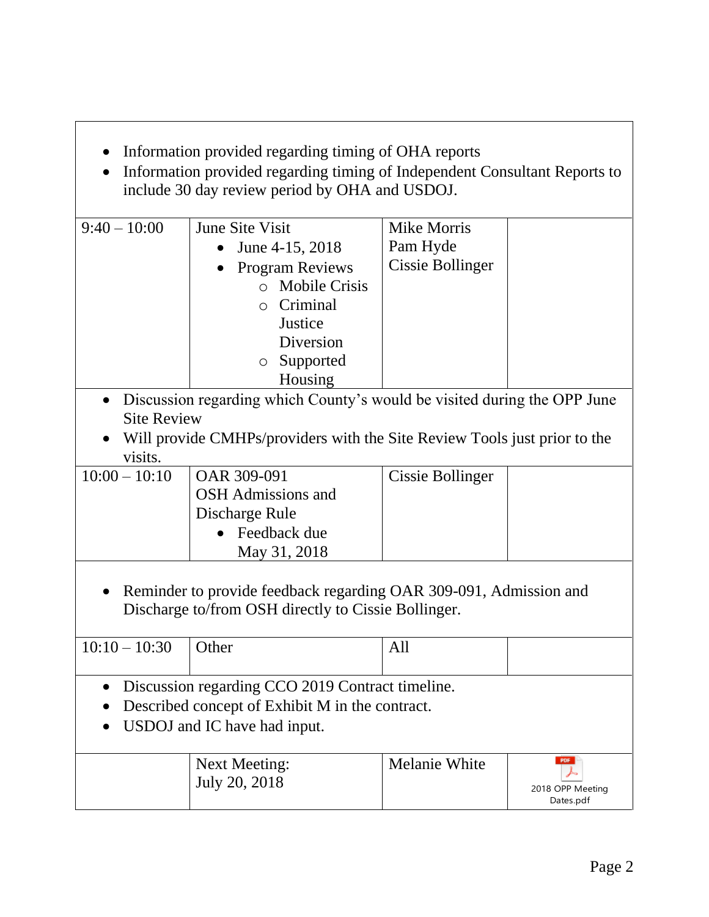- Information provided regarding timing of OHA reports
- Information provided regarding timing of Independent Consultant Reports to include 30 day review period by OHA and USDOJ.

| | | | |
|---|---|---|---|
| 9:40 – 10:00 | June Site Visit<br>• June 4-15, 2018<br>• Program Reviews<br>○ Mobile Crisis<br>○ Criminal Justice Diversion<br>○ Supported Housing | Mike Morris<br>Pam Hyde<br>Cissie Bollinger | |

- Discussion regarding which County's would be visited during the OPP June Site Review
- Will provide CMHPs/providers with the Site Review Tools just prior to the visits.

| | | | |
|---|---|---|---|
| 10:00 – 10:10 | OAR 309-091<br>OSH Admissions and Discharge Rule<br>• Feedback due May 31, 2018 | Cissie Bollinger | |

- Reminder to provide feedback regarding OAR 309-091, Admission and Discharge to/from OSH directly to Cissie Bollinger.

| | | | |
|---|---|---|---|
| 10:10 – 10:30 | Other | All | |

- Discussion regarding CCO 2019 Contract timeline.
- Described concept of Exhibit M in the contract.
- USDOJ and IC have had input.

| | | | |
|---|---|---|---|
| | Next Meeting:<br>July 20, 2018 | Melanie White | 2018 OPP Meeting Dates.pdf |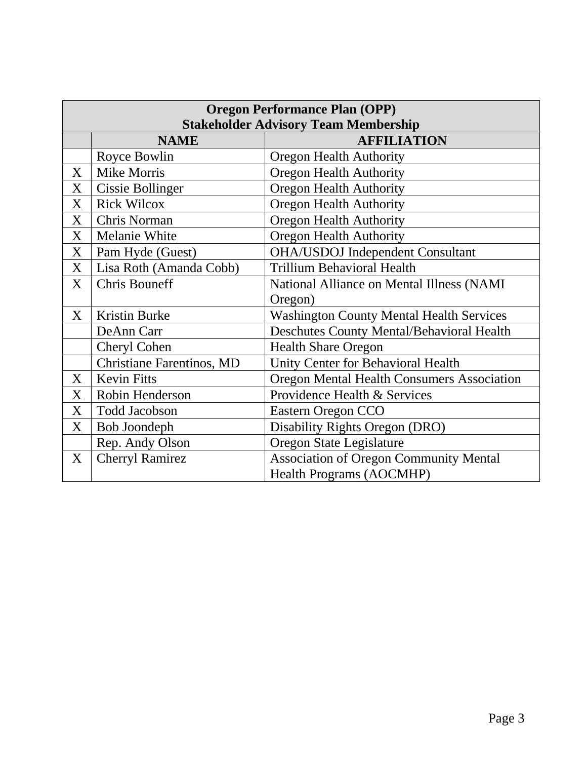| Oregon Performance Plan (OPP) Stakeholder Advisory Team Membership | | |
|---|---|---|
| | **NAME** | **AFFILIATION** |
| | Royce Bowlin | Oregon Health Authority |
| X | Mike Morris | Oregon Health Authority |
| X | Cissie Bollinger | Oregon Health Authority |
| X | Rick Wilcox | Oregon Health Authority |
| X | Chris Norman | Oregon Health Authority |
| X | Melanie White | Oregon Health Authority |
| X | Pam Hyde (Guest) | OHA/USDOJ Independent Consultant |
| X | Lisa Roth (Amanda Cobb) | Trillium Behavioral Health |
| X | Chris Bouneff | National Alliance on Mental Illness (NAMI Oregon) |
| X | Kristin Burke | Washington County Mental Health Services |
| | DeAnn Carr | Deschutes County Mental/Behavioral Health |
| | Cheryl Cohen | Health Share Oregon |
| | Christiane Farentinos, MD | Unity Center for Behavioral Health |
| X | Kevin Fitts | Oregon Mental Health Consumers Association |
| X | Robin Henderson | Providence Health & Services |
| X | Todd Jacobson | Eastern Oregon CCO |
| X | Bob Joondeph | Disability Rights Oregon (DRO) |
| | Rep. Andy Olson | Oregon State Legislature |
| X | Cherryl Ramirez | Association of Oregon Community Mental Health Programs (AOCMHP) |